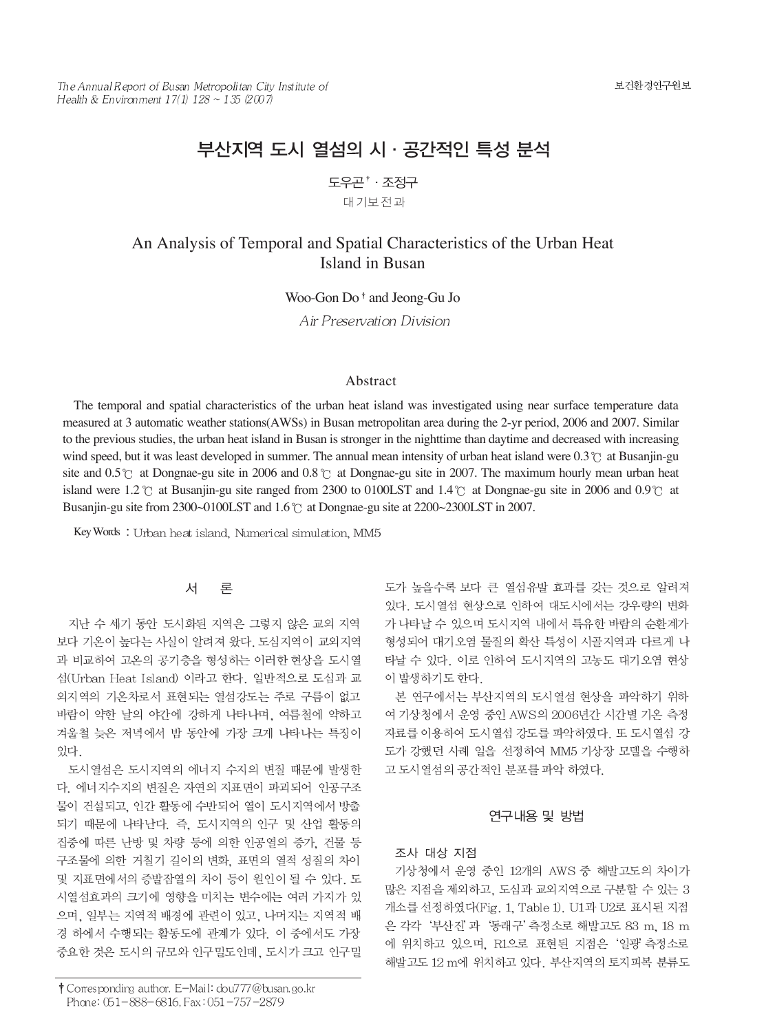# 부산지역 도시 열섬의 시 · 공간적인 특성 분석

도우곤† · 조정구

대기보전과

# An Analysis of Temporal and Spatial Characteristics of the Urban Heat Island in Busan

Woo-Gon Do† and Jeong-Gu Jo

*Air Preservation Division*

## Abstract

The temporal and spatial characteristics of the urban heat island was investigated using near surface temperature data measured at 3 automatic weather stations(AWSs) in Busan metropolitan area during the 2-yr period, 2006 and 2007. Similar to the previous studies, the urban heat island in Busan is stronger in the nighttime than daytime and decreased with increasing wind speed, but it was least developed in summer. The annual mean intensity of urban heat island were 0.3℃ at Busanjin-gu site and 0.5℃ at Dongnae-gu site in 2006 and 0.8℃ at Dongnae-gu site in 2007. The maximum hourly mean urban heat island were 1.2℃ at Busanjin-gu site ranged from 2300 to 0100LST and 1.4℃ at Dongnae-gu site in 2006 and 0.9℃ at Busanjin-gu site from 2300~0100LST and 1.6℃ at Dongnae-gu site at 2200~2300LST in 2007.

Key Words : Urban heat island, Numerical simulation, MM5

## 서 론

지난 수 세기 동안 도시화된 지역은 그렇지 않은 교외 지역보다 기온이 높다는 사실이 알려져 왔다. 도심지역이 교외지역과 비교하여 고온의 공기층을 형성하는 이러한 현상을 도시열섬(Urban Heat Island) 이라고 한다. 일반적으로 도심과 교외지역의 기온차로서 표현되는 열섬강도는 주로 구름이 없고 바람이 약한 날의 야간에 강하게 나타나며, 여름철에 약하고 겨울철 늦은 저녁에서 밤 동안에 가장 크게 나타나는 특징이 있다.

도시열섬은 도시지역의 에너지 수지의 변질 때문에 발생한다. 에너지수지의 변질은 자연의 지표면이 파괴되어 인공구조물이 건설되고, 인간 활동에 수반되어 열이 도시지역에서 방출되기 때문에 나타난다. 즉, 도시지역의 인구 및 산업 활동의 집중에 따른 난방 및 차량 등에 의한 인공열의 증가, 건물 등 구조물에 의한 거칠기 길이의 변화, 표면의 열적 성질의 차이 및 지표면에서의 증발잠열의 차이 등이 원인이 될 수 있다. 도시열섬효과의 크기에 영향을 미치는 변수에는 여러 가지가 있으며, 일부는 지역적 배경에 관련이 있고, 나머지는 지역적 배경 하에서 수행되는 활동도에 관계가 있다. 이 중에서도 가장 중요한 것은 도시의 규모와 인구밀도인데, 도시가 크고 인구밀도가 높을수록 보다 큰 열섬유발 효과를 갖는 것으로 알려져 있다. 도시열섬 현상으로 인하여 대도시에서는 강우량의 변화가 나타날 수 있으며 도시지역 내에서 특유한 바람의 순환계가 형성되어 대기오염 물질의 확산 특성이 시골지역과 다르게 나타날 수 있다. 이로 인하여 도시지역의 고농도 대기오염 현상이 발생하기도 한다.

본 연구에서는 부산지역의 도시열섬 현상을 파악하기 위하여 기상청에서 운영 중인 AWS의 2006년간 시간별 기온 측정 자료를 이용하여 도시열섬 강도를 파악하였다. 또 도시열섬 강도가 강했던 사례 일을 선정하여 MM5 기상장 모델을 수행하고 도시열섬의 공간적인 분포를 파악 하였다.

## 연구내용 및 방법

### 조사 대상 지점

기상청에서 운영 중인 12개의 AWS 중 해발고도의 차이가 많은 지점을 제외하고, 도심과 교외지역으로 구분할 수 있는 3개소를 선정하였다(Fig. 1, Table 1). U1과 U2로 표시된 지점은 각각 '부산진'과 '동래구' 측정소로 해발고도 83 m, 18 m에 위치하고 있으며, R1으로 표현된 지점은 '일광' 측정소로 해발고도 12 m에 위치하고 있다. 부산지역의 토지피복 분류도

† Corresponding author. E-Mail: dou777@busan.go.kr
Phone: 051-888-6816, Fax: 051-757-2879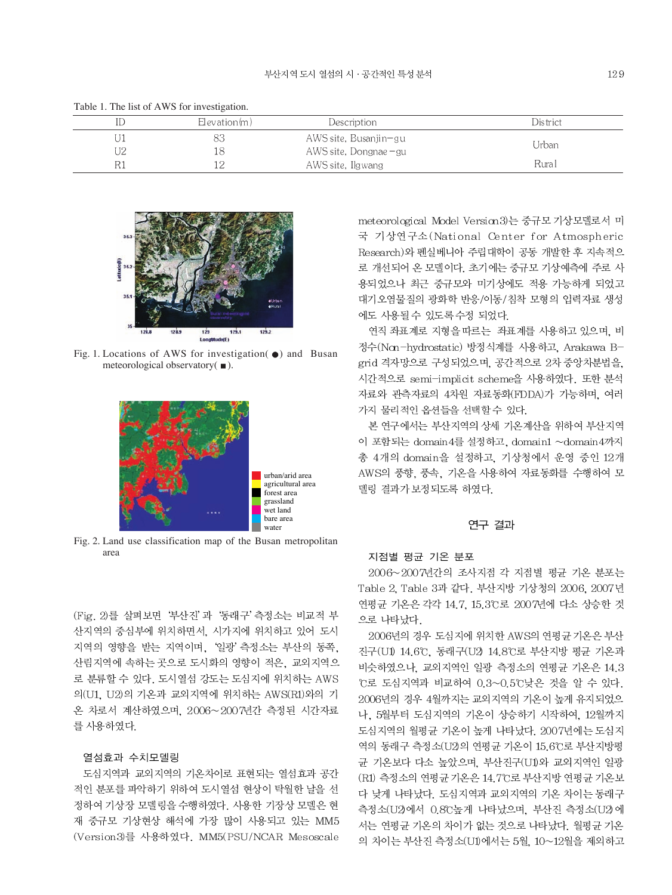Table 1. The list of AWS for investigation.

| ID | Elevation(m) | Description | District |
|---|---|---|---|
| U1 | 83 | AWS site, Busanjin-gu | Urban |
| U2 | 18 | AWS site, Dongnae-gu | |
| R1 | 12 | AWS site, Ilgwang | Rural |

Fig. 1. Locations of AWS for investigation(●) and Busan meteorological observatory(■).

Fig. 2. Land use classification map of the Busan metropolitan area

(Fig. 2)를 살펴보면 '부산진'과 '동래구' 측정소는 비교적 부산지역의 중심부에 위치하면서, 시가지에 위치하고 있어 도시지역의 영향을 받는 지역이며, '일광' 측정소는 부산의 동쪽, 산림지역에 속하는 곳으로 도시화의 영향이 적은, 교외지역으로 분류할 수 있다. 도시열섬 강도는 도심지에 위치하는 AWS의(U1, U2)의 기온과 교외지역에 위치하는 AWS(R1)와의 기온 차로서 계산하였으며, 2006~2007년간 측정된 시간자료를 사용하였다.

### 열섬효과 수치모델링

도심지역과 교외지역의 기온차이로 표현되는 열섬효과 공간적인 분포를 파악하기 위하여 도시열섬 현상이 탁월한 날을 선정하여 기상장 모델링을 수행하였다. 사용한 기상장 모델은 현재 중규모 기상현상 해석에 가장 많이 사용되고 있는 MM5 (Version3)를 사용하였다. MM5(PSU/NCAR Mesoscale meteorological Model Version3)는 중규모 기상모델로서 미국 기상연구소(National Center for Atmospheric Research)와 펜실베니아 주립대학이 공동 개발한 후 지속적으로 개선되어 온 모델이다. 초기에는 중규모 기상예측에 주로 사용되었으나 최근 중규모와 미기상에도 적용 가능하게 되었고 대기오염물질의 광화학 반응/이동/침착 모형의 입력자료 생성에도 사용될 수 있도록 수정 되었다.

연직 좌표계로 지형을 따르는 좌표계를 사용하고 있으며, 비정수(Non-hydrostatic) 방정식계를 사용하고, Arakawa B-grid 격자망으로 구성되었으며, 공간적으로 2차 중앙차분법을, 시간적으로 semi-implicit scheme을 사용하였다. 또한 분석자료와 관측자료의 4차원 자료동화(FDDA)가 가능하며, 여러 가지 물리적인 옵션들을 선택할 수 있다.

본 연구에서는 부산지역의 상세 기온계산을 위하여 부산지역이 포함되는 domain4를 설정하고, domain1 ~domain4까지 총 4개의 domain을 설정하고, 기상청에서 운영 중인 12개 AWS의 풍향, 풍속, 기온을 사용하여 자료동화를 수행하여 모델링 결과가 보정되도록 하였다.

## 연구 결과

### 지점별 평균 기온 분포

2006~2007년간의 조사지점 각 지점별 평균 기온 분포는 Table 2, Table 3과 같다. 부산지방 기상청의 2006, 2007년 연평균 기온은 각각 14.7, 15.3℃로 2007년에 다소 상승한 것으로 나타났다.

2006년의 경우 도심지에 위치한 AWS의 연평균 기온은 부산진구(U1) 14.6℃, 동래구(U2) 14.8℃로 부산지방 평균 기온과 비슷하였으나, 교외지역인 일광 측정소의 연평균 기온은 14.3℃로 도심지역과 비교하여 0.3~0.5℃낮은 것을 알 수 있다. 2006년의 경우 4월까지는 교외지역의 기온이 높게 유지되었으나, 5월부터 도심지역의 기온이 상승하기 시작하여, 12월까지 도심지역의 월평균 기온이 높게 나타났다. 2007년에는 도심지역의 동래구 측정소(U2)의 연평균 기온이 15.6℃로 부산지방평균 기온보다 다소 높았으며, 부산진구(U1)와 교외지역인 일광(R1) 측정소의 연평균 기온은 14.7℃로 부산지방 연평균 기온보다 낮게 나타났다. 도심지역과 교외지역의 기온 차이는 동래구 측정소(U2)에서 0.8℃높게 나타났으며, 부산진 측정소(U2)에서는 연평균 기온의 차이가 없는 것으로 나타났다. 월평균 기온의 차이는 부산진 측정소(U1)에서는 5월, 10~12월을 제외하고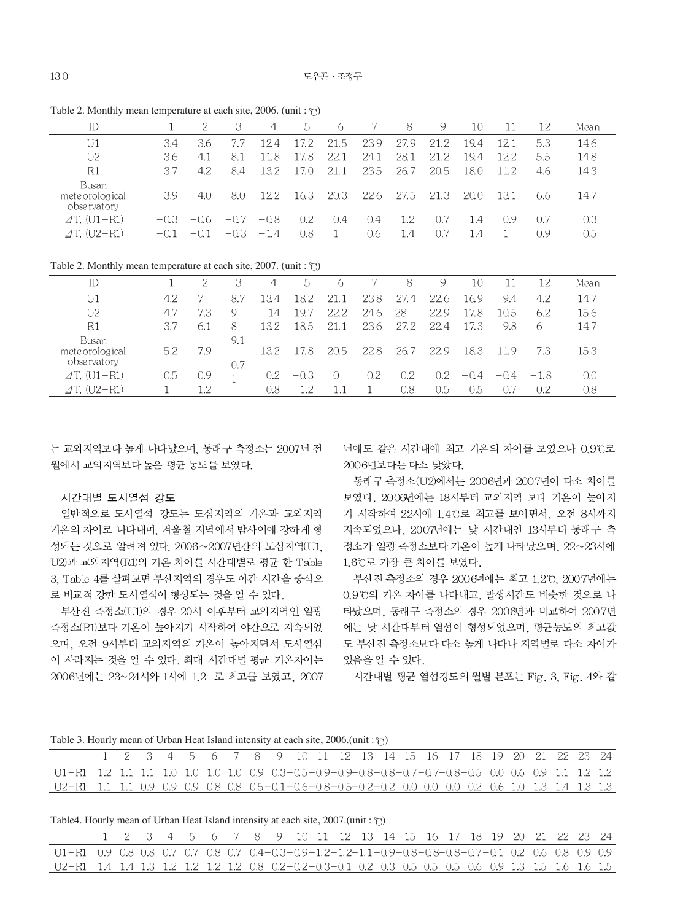Table 2. Monthly mean temperature at each site, 2006. (unit : ℃)

| ID | 1 | 2 | 3 | 4 | 5 | 6 | 7 | 8 | 9 | 10 | 11 | 12 | Mean |
|---|---|---|---|---|---|---|---|---|---|---|---|---|---|
| U1 | 3.4 | 3.6 | 7.7 | 12.4 | 17.2 | 21.5 | 23.9 | 27.9 | 21.2 | 19.4 | 12.1 | 5.3 | 14.6 |
| U2 | 3.6 | 4.1 | 8.1 | 11.8 | 17.8 | 22.1 | 24.1 | 28.1 | 21.2 | 19.4 | 12.2 | 5.5 | 14.8 |
| R1 | 3.7 | 4.2 | 8.4 | 13.2 | 17.0 | 21.1 | 23.5 | 26.7 | 20.5 | 18.0 | 11.2 | 4.6 | 14.3 |
| Busan meteorological observatory | 3.9 | 4.0 | 8.0 | 12.2 | 16.3 | 20.3 | 22.6 | 27.5 | 21.3 | 20.0 | 13.1 | 6.6 | 14.7 |
| ⊿T, (U1-R1) | -0.3 | -0.6 | -0.7 | -0.8 | 0.2 | 0.4 | 0.4 | 1.2 | 0.7 | 1.4 | 0.9 | 0.7 | 0.3 |
| ⊿T, (U2-R1) | -0.1 | -0.1 | -0.3 | -1.4 | 0.8 | 1 | 0.6 | 1.4 | 0.7 | 1.4 | 1 | 0.9 | 0.5 |

Table 2. Monthly mean temperature at each site, 2007. (unit : ℃)

| ID | 1 | 2 | 3 | 4 | 5 | 6 | 7 | 8 | 9 | 10 | 11 | 12 | Mean |
|---|---|---|---|---|---|---|---|---|---|---|---|---|---|
| U1 | 4.2 | 7 | 8.7 | 13.4 | 18.2 | 21.1 | 23.8 | 27.4 | 22.6 | 16.9 | 9.4 | 4.2 | 14.7 |
| U2 | 4.7 | 7.3 | 9 | 14 | 19.7 | 22.2 | 24.6 | 28 | 22.9 | 17.8 | 10.5 | 6.2 | 15.6 |
| R1 | 3.7 | 6.1 | 8 | 13.2 | 18.5 | 21.1 | 23.6 | 27.2 | 22.4 | 17.3 | 9.8 | 6 | 14.7 |
| Busan meteorological observatory | 5.2 | 7.9 | 9.1 | 13.2 | 17.8 | 20.5 | 22.8 | 26.7 | 22.9 | 18.3 | 11.9 | 7.3 | 15.3 |
| ⊿T, (U1-R1) | 0.5 | 0.9 | 0.7 | 0.2 | -0.3 | 0 | 0.2 | 0.2 | 0.2 | -0.4 | -0.4 | -1.8 | 0.0 |
| ⊿T, (U2-R1) | 1 | 1.2 | 1 | 0.8 | 1.2 | 1.1 | 1 | 0.8 | 0.5 | 0.5 | 0.7 | 0.2 | 0.8 |

는 교외지역보다 높게 나타났으며, 동래구 측정소는 2007년 전월에서 교외지역보다 높은 평균 농도를 보였다.

### 시간대별 도시열섬 강도

일반적으로 도시열섬 강도는 도심지역의 기온과 교외지역 기온의 차이로 나타내며, 겨울철 저녁에서 밤사이에 강하게 형성되는 것으로 알려져 있다. 2006~2007년간의 도심지역(U1, U2)과 교외지역(R1)의 기온 차이를 시간대별로 평균 한 Table 3, Table 4를 살펴보면 부산지역의 경우도 야간 시간을 중심으로 비교적 강한 도시열섬이 형성되는 것을 알 수 있다.

부산진 측정소(U1)의 경우 20시 이후부터 교외지역인 일광 측정소(R1)보다 기온이 높아지기 시작하여 야간으로 지속되었으며, 오전 9시부터 교외지역의 기온이 높아지면서 도시열섬이 사라지는 것을 알 수 있다. 최대 시간대별 평균 기온차이는 2006년에는 23~24시와 1시에 1.2 로 최고를 보였고, 2007년에도 같은 시간대에 최고 기온의 차이를 보였으나 0.9℃로 2006년보다는 다소 낮았다.

동래구 측정소(U2)에서는 2006년과 2007년이 다소 차이를 보였다. 2006년에는 18시부터 교외지역 보다 기온이 높아지기 시작하여 22시에 1.4℃로 최고를 보이면서, 오전 8시까지 지속되었으나, 2007년에는 낮 시간대인 13시부터 동래구 측정소가 일광 측정소보다 기온이 높게 나타났으며, 22~23시에 1.6℃로 가장 큰 차이를 보였다.

부산진 측정소의 경우 2006년에는 최고 1.2℃, 2007년에는 0.9℃의 기온 차이를 나타내고, 발생시간도 비슷한 것으로 나타났으며, 동래구 측정소의 경우 2006년과 비교하여 2007년에는 낮 시간대부터 열섬이 형성되었으며, 평균농도의 최고값도 부산진 측정소보다 다소 높게 나타나 지역별로 다소 차이가 있음을 알 수 있다.

시간대별 평균 열섬강도의 월별 분포는 Fig. 3, Fig. 4와 같

Table 3. Hourly mean of Urban Heat Island intensity at each site, 2006.(unit : ℃)

| | 1 | 2 | 3 | 4 | 5 | 6 | 7 | 8 | 9 | 10 | 11 | 12 | 13 | 14 | 15 | 16 | 17 | 18 | 19 | 20 | 21 | 22 | 23 | 24 |
|---|---|---|---|---|---|---|---|---|---|---|---|---|---|---|---|---|---|---|---|---|---|---|---|---|
| U1-R1 | 1.2 | 1.1 | 1.1 | 1.0 | 1.0 | 1.0 | 1.0 | 0.9 | 0.3 | -0.5 | -0.9 | -0.9 | -0.8 | -0.8 | -0.7 | -0.7 | -0.8 | -0.5 | 0.0 | 0.6 | 0.9 | 1.1 | 1.2 | 1.2 |
| U2-R1 | 1.1 | 1.1 | 0.9 | 0.9 | 0.9 | 0.8 | 0.8 | 0.5 | -0.1 | -0.6 | -0.8 | -0.5 | -0.2 | -0.2 | 0.0 | 0.0 | 0.0 | 0.2 | 0.6 | 1.0 | 1.3 | 1.4 | 1.3 | 1.3 |

Table4. Hourly mean of Urban Heat Island intensity at each site, 2007.(unit : ℃)

| | 1 | 2 | 3 | 4 | 5 | 6 | 7 | 8 | 9 | 10 | 11 | 12 | 13 | 14 | 15 | 16 | 17 | 18 | 19 | 20 | 21 | 22 | 23 | 24 |
|---|---|---|---|---|---|---|---|---|---|---|---|---|---|---|---|---|---|---|---|---|---|---|---|---|
| U1-R1 | 0.9 | 0.8 | 0.8 | 0.7 | 0.7 | 0.8 | 0.7 | 0.4 | -0.3 | -0.9 | -1.2 | -1.2 | -1.1 | -0.9 | -0.8 | -0.8 | -0.8 | -0.7 | -0.1 | 0.2 | 0.6 | 0.8 | 0.9 | 0.9 |
| U2-R1 | 1.4 | 1.4 | 1.3 | 1.2 | 1.2 | 1.2 | 1.2 | 0.8 | 0.2 | -0.2 | -0.3 | -0.1 | 0.2 | 0.3 | 0.5 | 0.5 | 0.5 | 0.6 | 0.9 | 1.3 | 1.5 | 1.6 | 1.6 | 1.5 |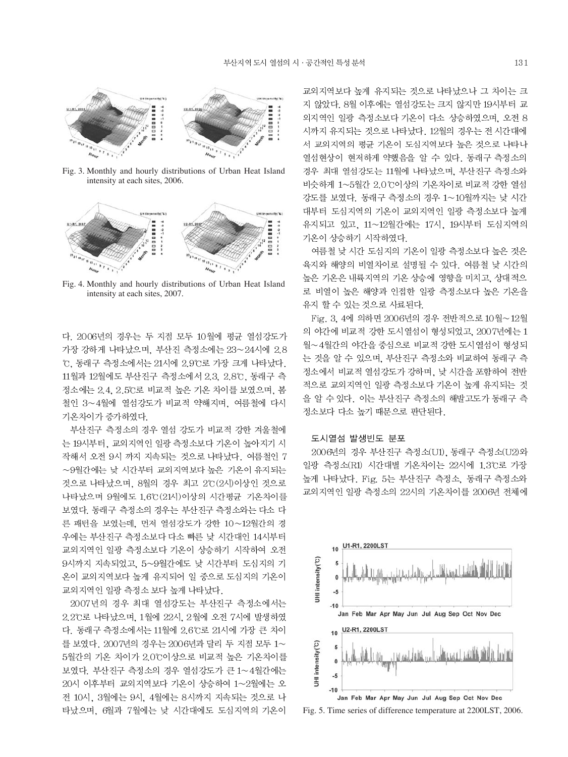Fig. 3. Monthly and hourly distributions of Urban Heat Island intensity at each sites, 2006.

Fig. 4. Monthly and hourly distributions of Urban Heat Island intensity at each sites, 2007.

다. 2006년의 경우는 두 지점 모두 10월에 평균 열섬강도가 가장 강하게 나타났으며, 부산진 측정소에는 23~24시에 2.8℃, 동래구 측정소에서는 21시에 2.9℃로 가장 크게 나타났다. 11월과 12월에도 부산진구 측정소에서 2.3, 2.8℃, 동래구 측정소에는 2.4, 2.5℃로 비교적 높은 기온 차이를 보였으며, 봄철인 3~4월에 열섬강도가 비교적 약해지며, 여름철에 다시 기온차이가 증가하였다.

부산진구 측정소의 경우 열섬 강도가 비교적 강한 겨울철에는 19시부터, 교외지역인 일광 측정소보다 기온이 높아지기 시작해서 오전 9시 까지 지속되는 것으로 나타났다. 여름철인 7~9월간에는 낮 시간부터 교외지역보다 높은 기온이 유지되는 것으로 나타났으며, 8월의 경우 최고 2℃(2시)이상인 것으로 나타났으며 9월에도 1.6℃(21시)이상의 시간평균 기온차이를 보였다. 동래구 측정소의 경우는 부산진구 측정소와는 다소 다른 패턴을 보였는데, 먼저 열섬강도가 강한 10~12월간의 경우에는 부산진구 측정소보다 다소 빠른 낮 시간대인 14시부터 교외지역인 일광 측정소보다 기온이 상승하기 시작하여 오전 9시까지 지속되었고, 5~9월간에도 낮 시간부터 도심지의 기온이 교외지역보다 높게 유지되어 일 중으로 도심지의 기온이 교외지역인 일광 측정소 보다 높게 나타났다.

2007년의 경우 최대 열섬강도는 부산진구 측정소에서는 2.2℃로 나타났으며, 1월에 22시, 2월에 오전 7시에 발생하였다. 동래구 측정소에서는 11월에 2.6℃로 21시에 가장 큰 차이를 보였다. 2007년의 경우는 2006년과 달리 두 지점 모두 1~5월간의 기온 차이가 2.0℃이상으로 비교적 높은 기온차이를 보였다. 부산진구 측정소의 경우 열섬강도가 큰 1~4월간에는 20시 이후부터 교외지역보다 기온이 상승하여 1~2월에는 오전 10시, 3월에는 9시, 4월에는 8시까지 지속되는 것으로 나타났으며, 6월과 7월에는 낮 시간대에도 도심지역의 기온이 교외지역보다 높게 유지되는 것으로 나타났으나 그 차이는 크지 않았다. 8월 이후에는 열섬강도는 크지 않지만 19시부터 교외지역인 일광 측정소보다 기온이 다소 상승하였으며, 오전 8시까지 유지되는 것으로 나타났다. 12월의 경우는 전 시간대에서 교외지역의 평균 기온이 도심지역보다 높은 것으로 나타나 열섬현상이 현저하게 약했음을 알 수 있다. 동래구 측정소의 경우 최대 열섬강도는 11월에 나타났으며, 부산진구 측정소와 비슷하게 1~5월간 2.0℃이상의 기온차이로 비교적 강한 열섬강도를 보였다. 동래구 측정소의 경우 1~10월까지는 낮 시간대부터 도심지역의 기온이 교외지역인 일광 측정소보다 높게 유지되고 있고, 11~12월간에는 17시, 19시부터 도심지역의 기온이 상승하기 시작하였다.

여름철 낮 시간 도심지의 기온이 일광 측정소보다 높은 것은 육지와 해양의 비열차이로 설명될 수 있다. 여름철 낮 시간의 높은 기온은 내륙지역의 기온 상승에 영향을 미치고, 상대적으로 비열이 높은 해양과 인접한 일광 측정소보다 높은 기온을 유지 할 수 있는 것으로 사료된다.

Fig. 3, 4에 의하면 2006년의 경우 전반적으로 10월~12월의 야간에 비교적 강한 도시열섬이 형성되었고, 2007년에는 1월~4월간의 야간을 중심으로 비교적 강한 도시열섬이 형성되는 것을 알 수 있으며, 부산진구 측정소와 비교하여 동래구 측정소에서 비교적 열섬강도가 강하며, 낮 시간을 포함하여 전반적으로 교외지역인 일광 측정소보다 기온이 높게 유지되는 것을 알 수 있다. 이는 부산진구 측정소의 해발고도가 동래구 측정소보다 다소 높기 때문으로 판단된다.

### 도시열섬 발생빈도 분포

2006년의 경우 부산진구 측정소(U1), 동래구 측정소(U2)와 일광 측정소(R1) 시간대별 기온차이는 22시에 1.3℃로 가장 높게 나타났다. Fig. 5는 부산진구 측정소, 동래구 측정소와 교외지역인 일광 측정소의 22시의 기온차이를 2006년 전체에

Fig. 5. Time series of difference temperature at 2200LST, 2006.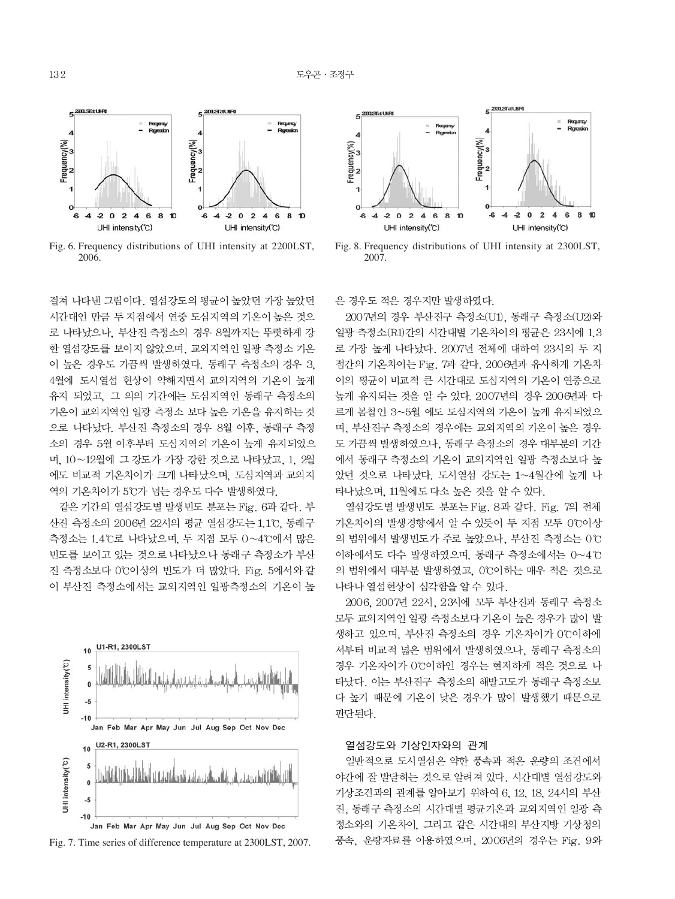Fig. 6. Frequency distributions of UHI intensity at 2200LST, 2006.

Fig. 8. Frequency distributions of UHI intensity at 2300LST, 2007.

걸쳐 나타낸 그림이다. 열섬강도의 평균이 높았던 가장 높았던 시간대인 만큼 두 지점에서 연중 도심지역의 기온이 높은 것으로 나타났으나, 부산진 측정소의 경우 8월까지는 뚜렷하게 강한 열섬강도를 보이지 않았으며, 교외지역인 일광 측정소 기온이 높은 경우도 가끔씩 발생하였다. 동래구 측정소의 경우 3, 4월에 도시열섬 현상이 약해지면서 교외지역의 기온이 높게 유지 되었고, 그 외의 기간에는 도심지역인 동래구 측정소의 기온이 교외지역인 일광 측정소 보다 높은 기온을 유지하는 것으로 나타났다. 부산진 측정소의 경우 8월 이후, 동래구 측정소의 경우 5월 이후부터 도심지역의 기온이 높게 유지되었으며, 10~12월에 그 강도가 가장 강한 것으로 나타났고, 1, 2월에도 비교적 기온차이가 크게 나타났으며, 도심지역과 교외지역의 기온차이가 5℃가 넘는 경우도 다수 발생하였다.

같은 기간의 열섬강도별 발생빈도 분포는 Fig. 6과 같다. 부산진 측정소의 2006년 22시의 평균 열섬강도는 1.1℃, 동래구 측정소는 1.4℃로 나타났으며, 두 지점 모두 0~4℃에서 많은 빈도를 보이고 있는 것으로 나타났으나 동래구 측정소가 부산진 측정소보다 0℃이상의 빈도가 더 많았다. Fig. 5에서와 같이 부산진 측정소에서는 교외지역인 일광측정소의 기온이 높은 경우도 적은 경우지만 발생하였다.

2007년의 경우 부산진구 측정소(U1), 동래구 측정소(U2)와 일광 측정소(R1)간의 시간대별 기온차이의 평균은 23시에 1.3로 가장 높게 나타났다. 2007년 전체에 대하여 23시의 두 지점간의 기온차이는 Fig. 7과 같다. 2006년과 유사하게 기온차이의 평균이 비교적 큰 시간대로 도심지역의 기온이 연중으로 높게 유지되는 것을 알 수 있다. 2007년의 경우 2006년과 다르게 봄철인 3~5월 에도 도심지역의 기온이 높게 유지되었으며, 부산진구 측정소의 경우에는 교외지역의 기온이 높은 경우도 가끔씩 발생하였으나, 동래구 측정소의 경우 대부분의 기간에서 동래구 측정소의 기온이 교외지역인 일광 측정소보다 높았던 것으로 나타났다. 도시열섬 강도는 1~4월간에 높게 나타났으며, 11월에도 다소 높은 것을 알 수 있다.

열섬강도별 발생빈도 분포는 Fig. 8과 같다. Fig. 7의 전체 기온차이의 발생경향에서 알 수 있듯이 두 지점 모두 0℃이상의 범위에서 발생빈도가 주로 높았으나, 부산진 측정소는 0℃이하에서도 다수 발생하였으며, 동래구 측정소에서는 0~4℃의 범위에서 대부분 발생하였고, 0℃이하는 매우 적은 것으로 나타나 열섬현상이 심각함을 알 수 있다.

2006, 2007년 22시, 23시에 모두 부산진과 동래구 측정소 모두 교외지역인 일광 측정소보다 기온이 높은 경우가 많이 발생하고 있으며, 부산진 측정소의 경우 기온차이가 0℃이하에서부터 비교적 넓은 범위에서 발생하였으나, 동래구 측정소의 경우 기온차이가 0℃이하인 경우는 현저하게 적은 것으로 나타났다. 이는 부산진구 측정소의 해발고도가 동래구 측정소보다 높기 때문에 기온이 낮은 경우가 많이 발생했기 때문으로 판단된다.

Fig. 7. Time series of difference temperature at 2300LST, 2007.

### 열섬강도와 기상인자와의 관계

일반적으로 도시열섬은 약한 풍속과 적은 운량의 조건에서 야간에 잘 발달하는 것으로 알려져 있다. 시간대별 열섬강도와 기상조건과의 관계를 알아보기 위하여 6, 12, 18, 24시의 부산진, 동래구 측정소의 시간대별 평균기온과 교외지역인 일광 측정소와의 기온차이, 그리고 같은 시간대의 부산지방 기상청의 풍속, 운량자료를 이용하였으며, 2006년의 경우는 Fig. 9와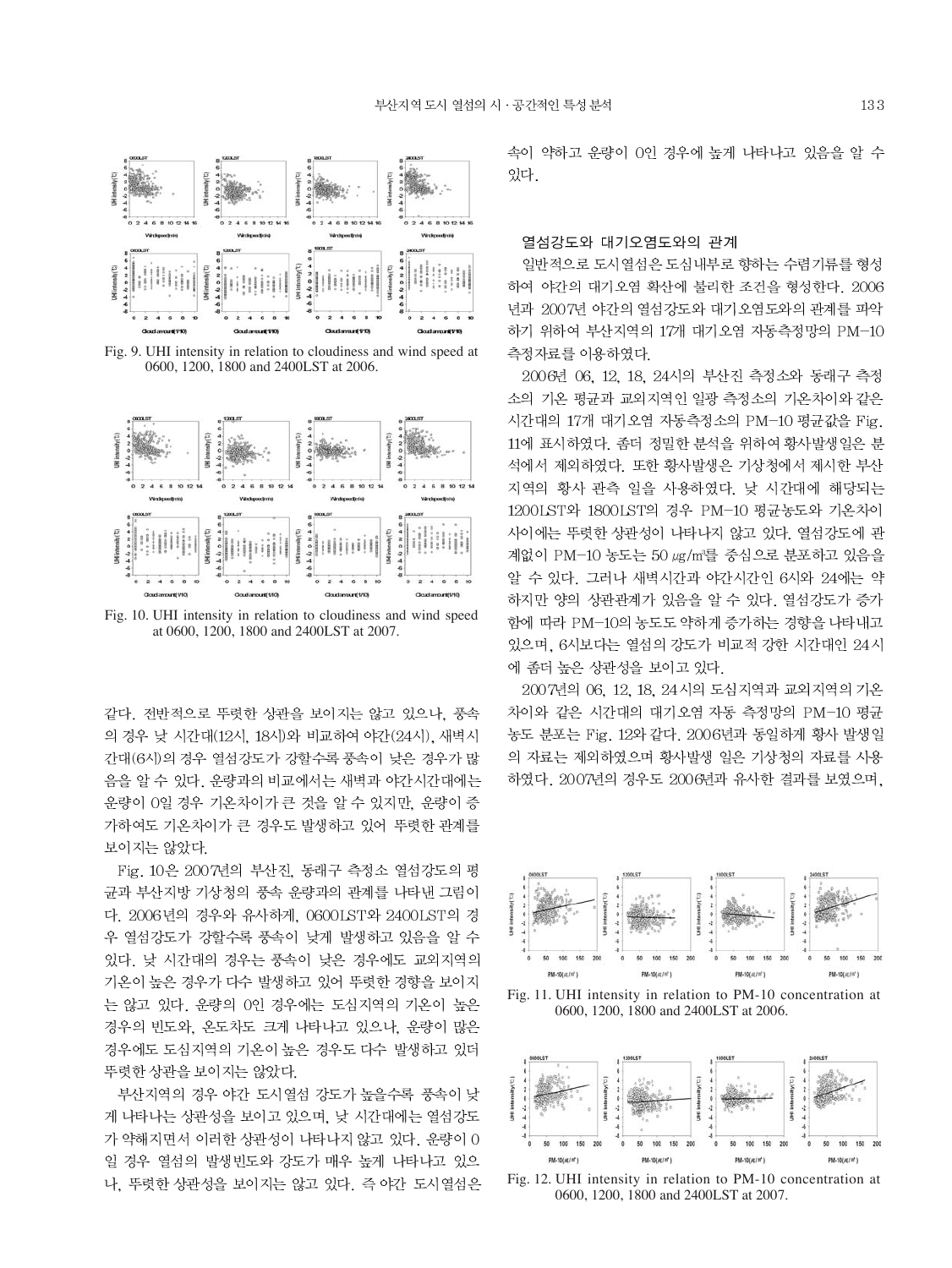Fig. 9. UHI intensity in relation to cloudiness and wind speed at 0600, 1200, 1800 and 2400LST at 2006.

Fig. 10. UHI intensity in relation to cloudiness and wind speed at 0600, 1200, 1800 and 2400LST at 2007.

같다. 전반적으로 뚜렷한 상관을 보이지는 않고 있으나, 풍속의 경우 낮 시간대(12시, 18시)와 비교하여 야간(24시), 새벽시간대(6시)의 경우 열섬강도가 강할수록 풍속이 낮은 경우가 많음을 알 수 있다. 운량과의 비교에서는 새벽과 야간시간대에는 운량이 0일 경우 기온차이가 큰 것을 알 수 있지만, 운량이 증가하여도 기온차이가 큰 경우도 발생하고 있어 뚜렷한 관계를 보이지는 않았다.

Fig. 10은 2007년의 부산진, 동래구 측정소 열섬강도의 평균과 부산지방 기상청의 풍속 운량과의 관계를 나타낸 그림이다. 2006년의 경우와 유사하게, 0600LST와 2400LST의 경우 열섬강도가 강할수록 풍속이 낮게 발생하고 있음을 알 수 있다. 낮 시간대의 경우는 풍속이 낮은 경우에도 교외지역의 기온이 높은 경우가 다수 발생하고 있어 뚜렷한 경향을 보이지는 않고 있다. 운량의 0인 경우에는 도심지역의 기온이 높은 경우의 빈도와, 온도차도 크게 나타나고 있으나, 운량이 많은 경우에도 도심지역의 기온이 높은 경우도 다수 발생하고 있더 뚜렷한 상관을 보이지는 않았다.

부산지역의 경우 야간 도시열섬 강도가 높을수록 풍속이 낮게 나타나는 상관성을 보이고 있으며, 낮 시간대에는 열섬강도가 약해지면서 이러한 상관성이 나타나지 않고 있다. 운량이 0일 경우 열섬의 발생빈도와 강도가 매우 높게 나타나고 있으나, 뚜렷한 상관성을 보이지는 않고 있다. 즉 야간 도시열섬은 속이 약하고 운량이 0인 경우에 높게 나타나고 있음을 알 수 있다.

### 열섬강도와 대기오염도와의 관계

일반적으로 도시열섬은 도심내부로 향하는 수렴기류를 형성하여 야간의 대기오염 확산에 불리한 조건을 형성한다. 2006년과 2007년 야간의 열섬강도와 대기오염도와의 관계를 파악하기 위하여 부산지역의 17개 대기오염 자동측정망의 PM-10 측정자료를 이용하였다.

2006년 06, 12, 18, 24시의 부산진 측정소와 동래구 측정소의 기온 평균과 교외지역인 일광 측정소의 기온차이와 같은 시간대의 17개 대기오염 자동측정소의 PM-10 평균값을 Fig. 11에 표시하였다. 좀더 정밀한 분석을 위하여 황사발생일은 분석에서 제외하였다. 또한 황사발생은 기상청에서 제시한 부산지역의 황사 관측 일을 사용하였다. 낮 시간대에 해당되는 1200LST와 1800LST의 경우 PM-10 평균농도와 기온차이 사이에는 뚜렷한 상관성이 나타나지 않고 있다. 열섬강도에 관계없이 PM-10 농도는 50 ㎍/㎥를 중심으로 분포하고 있음을 알 수 있다. 그러나 새벽시간과 야간시간인 6시와 24에는 약하지만 양의 상관관계가 있음을 알 수 있다. 열섬강도가 증가함에 따라 PM-10의 농도도 약하게 증가하는 경향을 나타내고 있으며, 6시보다는 열섬의 강도가 비교적 강한 시간대인 24시에 좀더 높은 상관성을 보이고 있다.

2007년의 06, 12, 18, 24시의 도심지역과 교외지역의 기온차이와 같은 시간대의 대기오염 자동 측정망의 PM-10 평균농도 분포는 Fig. 12와 같다. 2006년과 동일하게 황사 발생일의 자료는 제외하였으며 황사발생 일은 기상청의 자료를 사용하였다. 2007년의 경우도 2006년과 유사한 결과를 보였으며,

Fig. 11. UHI intensity in relation to PM-10 concentration at 0600, 1200, 1800 and 2400LST at 2006.

Fig. 12. UHI intensity in relation to PM-10 concentration at 0600, 1200, 1800 and 2400LST at 2007.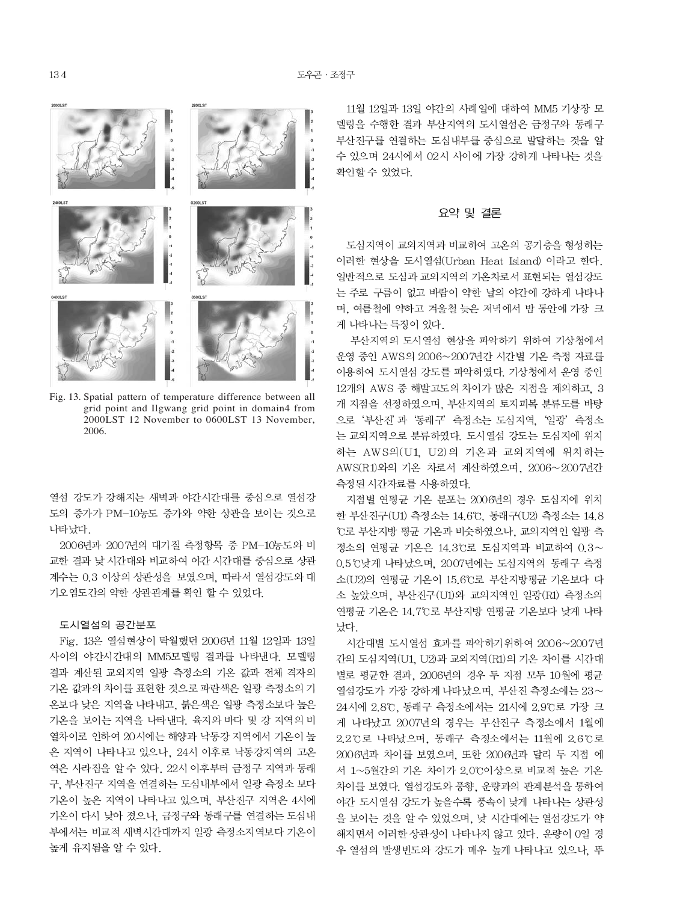Fig. 13. Spatial pattern of temperature difference between all grid point and Ilgwang grid point in domain4 from 2000LST 12 November to 0600LST 13 November, 2006.

열섬 강도가 강해지는 새벽과 야간시간대를 중심으로 열섬강도의 증가가 PM-10농도 증가와 약한 상관을 보이는 것으로 나타났다.

2006년과 2007년의 대기질 측정항목 중 PM-10농도와 비교한 결과 낮 시간대와 비교하여 야간 시간대를 중심으로 상관계수는 0.3 이상의 상관성을 보였으며, 따라서 열섬강도와 대기오염도간의 약한 상관관계를 확인 할 수 있었다.

### 도시열섬의 공간분포

Fig. 13은 열섬현상이 탁월했던 2006년 11월 12일과 13일 사이의 야간시간대의 MM5모델링 결과를 나타낸다. 모델링 결과 계산된 교외지역 일광 측정소의 기온 값과 전체 격자의 기온 값과의 차이를 표현한 것으로 파란색은 일광 측정소의 기온보다 낮은 지역을 나타내고, 붉은색은 일광 측정소보다 높은 기온을 보이는 지역을 나타낸다. 육지와 바다 및 강 지역의 비열차이로 인하여 20시에는 해양과 낙동강 지역에서 기온이 높은 지역이 나타나고 있으나, 24시 이후로 낙동강지역의 고온역은 사라짐을 알 수 있다. 22시 이후부터 금정구 지역과 동래구, 부산진구 지역을 연결하는 도심내부에서 일광 측정소 보다 기온이 높은 지역이 나타나고 있으며, 부산진구 지역은 4시에 기온이 다시 낮아 졌으나, 금정구와 동래구를 연결하는 도심내부에서는 비교적 새벽시간대까지 일광 측정소지역보다 기온이 높게 유지됨을 알 수 있다.

11월 12일과 13일 야간의 사례일에 대하여 MM5 기상장 모델링을 수행한 결과 부산지역의 도시열섬은 금정구와 동래구 부산진구를 연결하는 도심내부를 중심으로 발달하는 것을 알 수 있으며 24시에서 02시 사이에 가장 강하게 나타나는 것을 확인할 수 있었다.

## 요약 및 결론

도심지역이 교외지역과 비교하여 고온의 공기층을 형성하는 이러한 현상을 도시열섬(Urban Heat Island) 이라고 한다. 일반적으로 도심과 교외지역의 기온차로서 표현되는 열섬강도는 주로 구름이 없고 바람이 약한 날의 야간에 강하게 나타나며, 여름철에 약하고 겨울철 늦은 저녁에서 밤 동안에 가장 크게 나타나는 특징이 있다.

부산지역의 도시열섬 현상을 파악하기 위하여 기상청에서 운영 중인 AWS의 2006~2007년간 시간별 기온 측정 자료를 이용하여 도시열섬 강도를 파악하였다. 기상청에서 운영 중인 12개의 AWS 중 해발고도의 차이가 많은 지점을 제외하고, 3개 지점을 선정하였으며, 부산지역의 토지피복 분류도를 바탕으로 '부산진'과 '동래구' 측정소는 도심지역, '일광' 측정소는 교외지역으로 분류하였다. 도시열섬 강도는 도심지에 위치하는 AWS의(U1, U2)의 기온과 교외지역에 위치하는 AWS(R1)와의 기온 차로서 계산하였으며, 2006~2007년간 측정된 시간자료를 사용하였다.

지점별 연평균 기온 분포는 2006년의 경우 도심지에 위치한 부산진구(U1) 측정소는 14.6℃, 동래구(U2) 측정소는 14.8℃로 부산지방 평균 기온과 비슷하였으나, 교외지역인 일광 측정소의 연평균 기온은 14.3℃로 도심지역과 비교하여 0.3~0.5℃낮게 나타났으며, 2007년에는 도심지역의 동래구 측정소(U2)의 연평균 기온이 15.6℃로 부산지방평균 기온보다 다소 높았으며, 부산진구(U1)와 교외지역인 일광(R1) 측정소의 연평균 기온은 14.7℃로 부산지방 연평균 기온보다 낮게 나타났다.

시간대별 도시열섬 효과를 파악하기위하여 2006~2007년간의 도심지역(U1, U2)과 교외지역(R1)의 기온 차이를 시간대별로 평균한 결과, 2006년의 경우 두 지점 모두 10월에 평균 열섬강도가 가장 강하게 나타났으며, 부산진 측정소에는 23~24시에 2.8℃, 동래구 측정소에서는 21시에 2.9℃로 가장 크게 나타났고 2007년의 경우는 부산진구 측정소에서 1월에 2.2℃로 나타났으며, 동래구 측정소에서는 11월에 2.6℃로 2006년과 차이를 보였으며, 또한 2006년과 달리 두 지점 에서 1~5월간의 기온 차이가 2.0℃이상으로 비교적 높은 기온 차이를 보였다. 열섬강도와 풍향, 운량과의 관계분석을 통하여 야간 도시열섬 강도가 높을수록 풍속이 낮게 나타나는 상관성을 보이는 것을 알 수 있었으며, 낮 시간대에는 열섬강도가 약해지면서 이러한 상관성이 나타나지 않고 있다. 운량이 0일 경우 열섬의 발생빈도와 강도가 매우 높게 나타나고 있으나, 뚜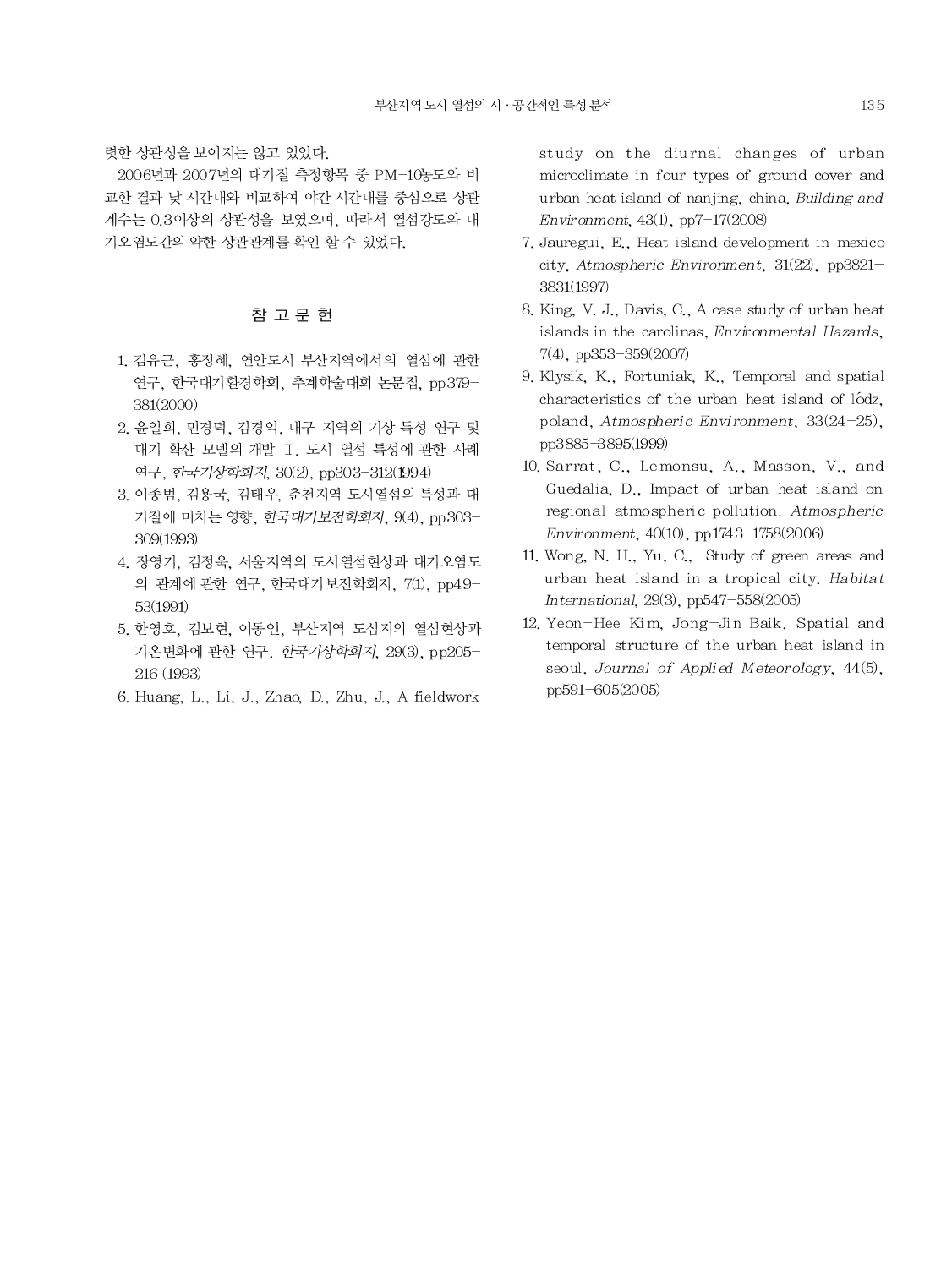렷한 상관성을 보이지는 않고 있었다.

2006년과 2007년의 대기질 측정항목 중 PM-10농도와 비교한 결과 낮 시간대와 비교하여 야간 시간대를 중심으로 상관계수는 0.3이상의 상관성을 보였으며, 따라서 열섬강도와 대기오염도간의 약한 상관관계를 확인 할 수 있었다.

## 참 고 문 헌

1. 김유근, 홍정혜, 연안도시 부산지역에서의 열섬에 관한 연구, 한국대기환경학회, 추계학술대회 논문집, pp379-381(2000)
2. 윤일희, 민경덕, 김경익, 대구 지역의 기상 특성 연구 및 대기 확산 모델의 개발 Ⅱ. 도시 열섬 특성에 관한 사례 연구, *한국기상학회지*, 30(2), pp303-312(1994)
3. 이종범, 김용국, 김태우, 춘천지역 도시열섬의 특성과 대기질에 미치는 영향, *한국대기보전학회지*, 9(4), pp303-309(1993)
4. 장영기, 김정욱, 서울지역의 도시열섬현상과 대기오염도의 관계에 관한 연구, 한국대기보전학회지, 7(1), pp49-53(1991)
5. 한영호, 김보현, 이동인, 부산지역 도심지의 열섬현상과 기온변화에 관한 연구. *한국기상학회지*, 29(3), pp205-216 (1993)
6. Huang, L., Li, J., Zhao, D., Zhu, J., A fieldwork study on the diurnal changes of urban microclimate in four types of ground cover and urban heat island of nanjing, china. *Building and Environment*, 43(1), pp7-17(2008)
7. Jauregui, E., Heat island development in mexico city, *Atmospheric Environment*, 31(22), pp3821-3831(1997)
8. King, V. J., Davis, C., A case study of urban heat islands in the carolinas, *Environmental Hazards*, 7(4), pp353-359(2007)
9. Klysik, K., Fortuniak, K., Temporal and spatial characteristics of the urban heat island of lódz, poland, *Atmospheric Environment*, 33(24-25), pp3885-3895(1999)
10. Sarrat, C., Lemonsu, A., Masson, V., and Guedalia, D., Impact of urban heat island on regional atmospheric pollution. *Atmospheric Environment*, 40(10), pp1743-1758(2006)
11. Wong, N. H., Yu, C., Study of green areas and urban heat island in a tropical city. *Habitat International*, 29(3), pp547-558(2005)
12. Yeon-Hee Kim, Jong-Jin Baik. Spatial and temporal structure of the urban heat island in seoul. *Journal of Applied Meteorology*, 44(5), pp591-605(2005)